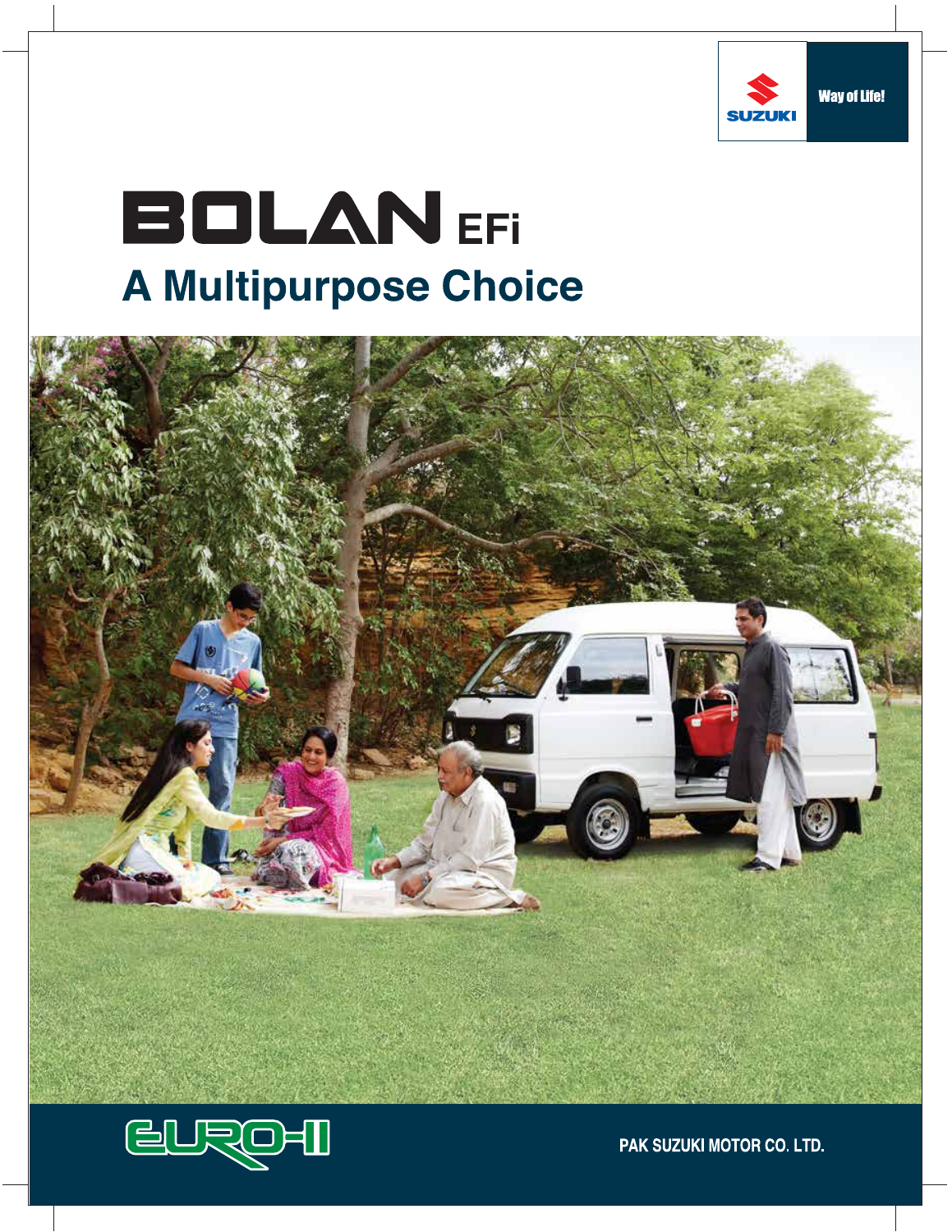SUZUKI

Way of Life!

# BOLAN EFi

## A Multipurpose Choice

EURO-II

PAK SUZUKI MOTOR CO. LTD.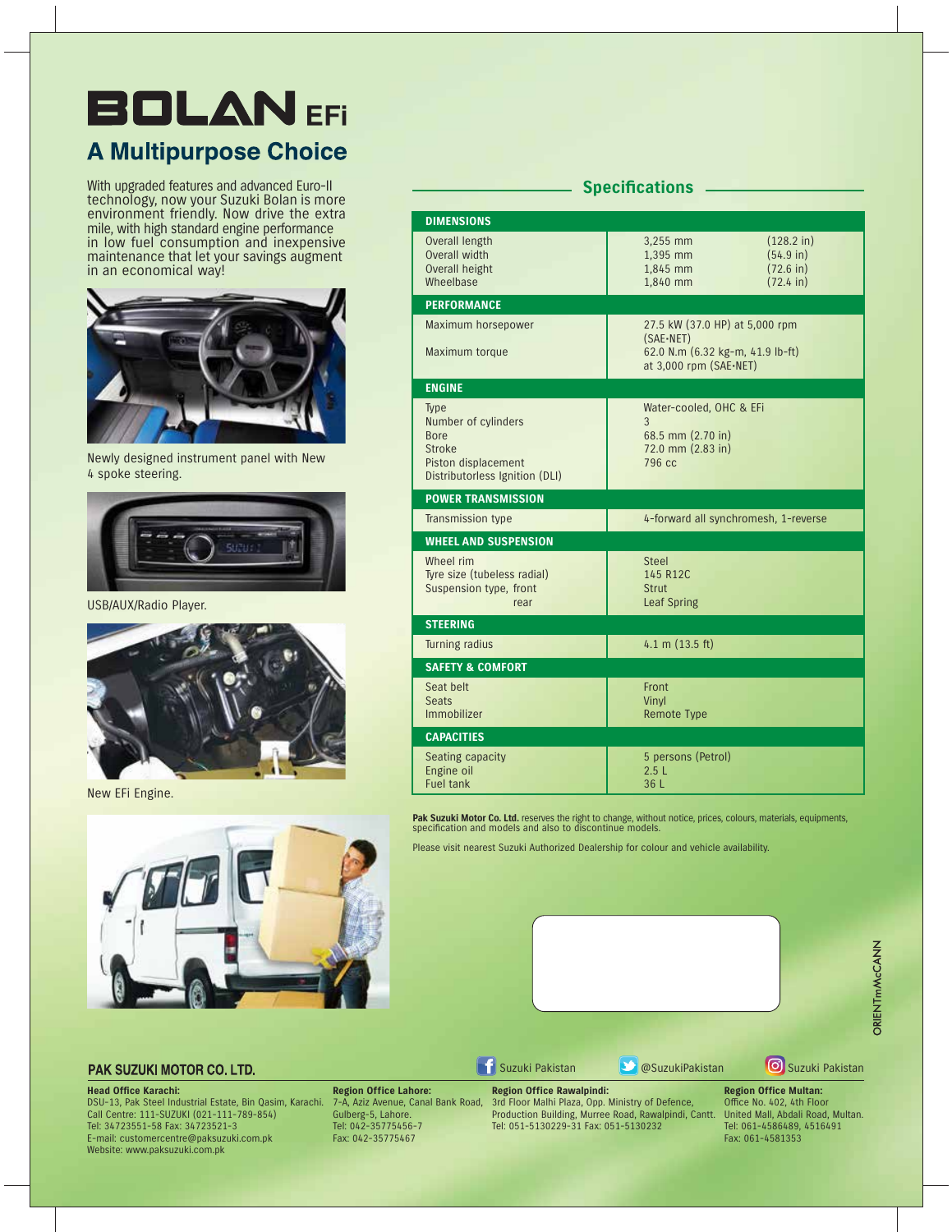# BOLAN EFi

## A Multipurpose Choice

With upgraded features and advanced Euro-II technology, now your Suzuki Bolan is more environment friendly. Now drive the extra mile, with high standard engine performance in low fuel consumption and inexpensive maintenance that let your savings augment in an economical way!

Newly designed instrument panel with New 4 spoke steering.

USB/AUX/Radio Player.

New EFi Engine.

## Specifications

| | | |
|---|---|---|
| **DIMENSIONS** | | |
| Overall length | 3,255 mm | (128.2 in) |
| Overall width | 1,395 mm | (54.9 in) |
| Overall height | 1,845 mm | (72.6 in) |
| Wheelbase | 1,840 mm | (72.4 in) |
| **PERFORMANCE** | | |
| Maximum horsepower | 27.5 kW (37.0 HP) at 5,000 rpm (SAE-NET) | |
| Maximum torque | 62.0 N.m (6.32 kg-m, 41.9 lb-ft) at 3,000 rpm (SAE-NET) | |
| **ENGINE** | | |
| Type | Water-cooled, OHC & EFi | |
| Number of cylinders | 3 | |
| Bore | 68.5 mm (2.70 in) | |
| Stroke | 72.0 mm (2.83 in) | |
| Piston displacement | 796 cc | |
| Distributorless Ignition (DLI) | | |
| **POWER TRANSMISSION** | | |
| Transmission type | 4-forward all synchromesh, 1-reverse | |
| **WHEEL AND SUSPENSION** | | |
| Wheel rim | Steel | |
| Tyre size (tubeless radial) | 145 R12C | |
| Suspension type, front | Strut | |
| rear | Leaf Spring | |
| **STEERING** | | |
| Turning radius | 4.1 m (13.5 ft) | |
| **SAFETY & COMFORT** | | |
| Seat belt | Front | |
| Seats | Vinyl | |
| Immobilizer | Remote Type | |
| **CAPACITIES** | | |
| Seating capacity | 5 persons (Petrol) | |
| Engine oil | 2.5 L | |
| Fuel tank | 36 L | |

**Pak Suzuki Motor Co. Ltd.** reserves the right to change, without notice, prices, colours, materials, equipments, specification and models and also to discontinue models.

Please visit nearest Suzuki Authorized Dealership for colour and vehicle availability.

ORIENTmMcCANN

## PAK SUZUKI MOTOR CO. LTD.

Suzuki Pakistan | @SuzukiPakistan | Suzuki Pakistan

**Head Office Karachi:**
DSU-13, Pak Steel Industrial Estate, Bin Qasim, Karachi.
Call Centre: 111-SUZUKI (021-111-789-854)
Tel: 34723551-58 Fax: 34723521-3
E-mail: customercentre@paksuzuki.com.pk
Website: www.paksuzuki.com.pk

**Region Office Lahore:**
7-A, Aziz Avenue, Canal Bank Road, Gulberg-5, Lahore.
Tel: 042-35775456-7
Fax: 042-35775467

**Region Office Rawalpindi:**
3rd Floor Malhi Plaza, Opp. Ministry of Defence, Production Building, Murree Road, Rawalpindi, Cantt.
Tel: 051-5130229-31 Fax: 051-5130232

**Region Office Multan:**
Office No. 402, 4th Floor United Mall, Abdali Road, Multan.
Tel: 061-4586489, 4516491
Fax: 061-4581353